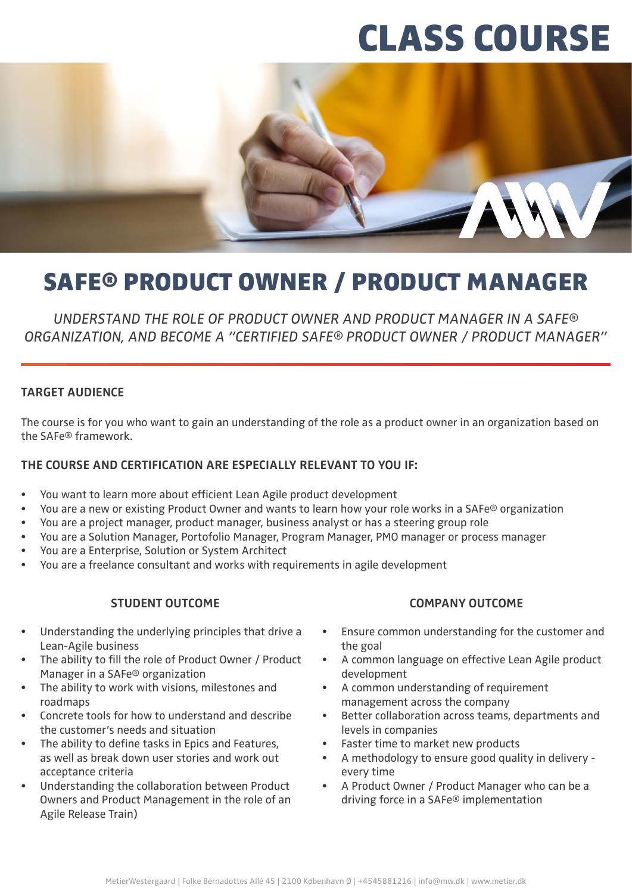# CLASS COURSE

# SAFE® PRODUCT OWNER / PRODUCT MANAGER

*UNDERSTAND THE ROLE OF PRODUCT OWNER AND PRODUCT MANAGER IN A SAFE® ORGANIZATION, AND BECOME A "CERTIFIED SAFE® PRODUCT OWNER / PRODUCT MANAGER"*

## TARGET AUDIENCE

The course is for you who want to gain an understanding of the role as a product owner in an organization based on the SAFe® framework.

## THE COURSE AND CERTIFICATION ARE ESPECIALLY RELEVANT TO YOU IF:

- You want to learn more about efficient Lean Agile product development
- You are a new or existing Product Owner and wants to learn how your role works in a SAFe® organization
- You are a project manager, product manager, business analyst or has a steering group role
- You are a Solution Manager, Portofolio Manager, Program Manager, PMO manager or process manager
- You are a Enterprise, Solution or System Architect
- You are a freelance consultant and works with requirements in agile development

### STUDENT OUTCOME

- Understanding the underlying principles that drive a Lean-Agile business
- The ability to fill the role of Product Owner / Product Manager in a SAFe® organization
- The ability to work with visions, milestones and roadmaps
- Concrete tools for how to understand and describe the customer's needs and situation
- The ability to define tasks in Epics and Features, as well as break down user stories and work out acceptance criteria
- Understanding the collaboration between Product Owners and Product Management in the role of an Agile Release Train)

### COMPANY OUTCOME

- Ensure common understanding for the customer and the goal
- A common language on effective Lean Agile product development
- A common understanding of requirement management across the company
- Better collaboration across teams, departments and levels in companies
- Faster time to market new products
- A methodology to ensure good quality in delivery - every time
- A Product Owner / Product Manager who can be a driving force in a SAFe® implementation

MetierWestergaard | Folke Bernadottes Allé 45 | 2100 København Ø | +4545881216 | info@mw.dk | www.metier.dk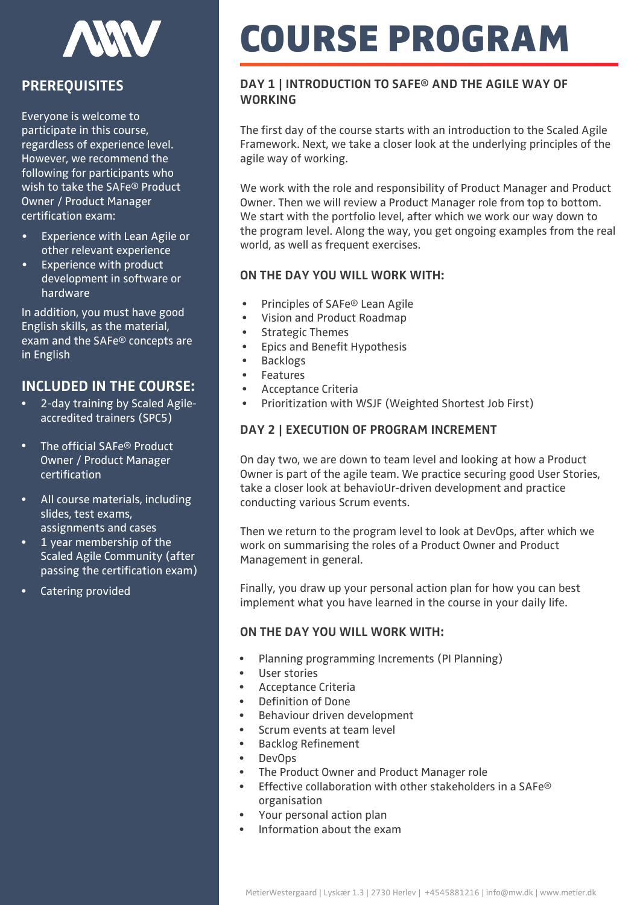# COURSE PROGRAM

## PREREQUISITES

Everyone is welcome to participate in this course, regardless of experience level. However, we recommend the following for participants who wish to take the SAFe® Product Owner / Product Manager certification exam:

- Experience with Lean Agile or other relevant experience
- Experience with product development in software or hardware

In addition, you must have good English skills, as the material, exam and the SAFe® concepts are in English

## INCLUDED IN THE COURSE:

- 2-day training by Scaled Agile-accredited trainers (SPC5)
- The official SAFe® Product Owner / Product Manager certification
- All course materials, including slides, test exams, assignments and cases
- 1 year membership of the Scaled Agile Community (after passing the certification exam)
- Catering provided

## DAY 1 | INTRODUCTION TO SAFE® AND THE AGILE WAY OF WORKING

The first day of the course starts with an introduction to the Scaled Agile Framework. Next, we take a closer look at the underlying principles of the agile way of working.

We work with the role and responsibility of Product Manager and Product Owner. Then we will review a Product Manager role from top to bottom. We start with the portfolio level, after which we work our way down to the program level. Along the way, you get ongoing examples from the real world, as well as frequent exercises.

### ON THE DAY YOU WILL WORK WITH:

- Principles of SAFe® Lean Agile
- Vision and Product Roadmap
- Strategic Themes
- Epics and Benefit Hypothesis
- Backlogs
- Features
- Acceptance Criteria
- Prioritization with WSJF (Weighted Shortest Job First)

## DAY 2 | EXECUTION OF PROGRAM INCREMENT

On day two, we are down to team level and looking at how a Product Owner is part of the agile team. We practice securing good User Stories, take a closer look at behavioUr-driven development and practice conducting various Scrum events.

Then we return to the program level to look at DevOps, after which we work on summarising the roles of a Product Owner and Product Management in general.

Finally, you draw up your personal action plan for how you can best implement what you have learned in the course in your daily life.

### ON THE DAY YOU WILL WORK WITH:

- Planning programming Increments (PI Planning)
- User stories
- Acceptance Criteria
- Definition of Done
- Behaviour driven development
- Scrum events at team level
- Backlog Refinement
- DevOps
- The Product Owner and Product Manager role
- Effective collaboration with other stakeholders in a SAFe® organisation
- Your personal action plan
- Information about the exam

MetierWestergaard | Lyskær 1.3 | 2730 Herlev | +4545881216 | info@mw.dk | www.metier.dk